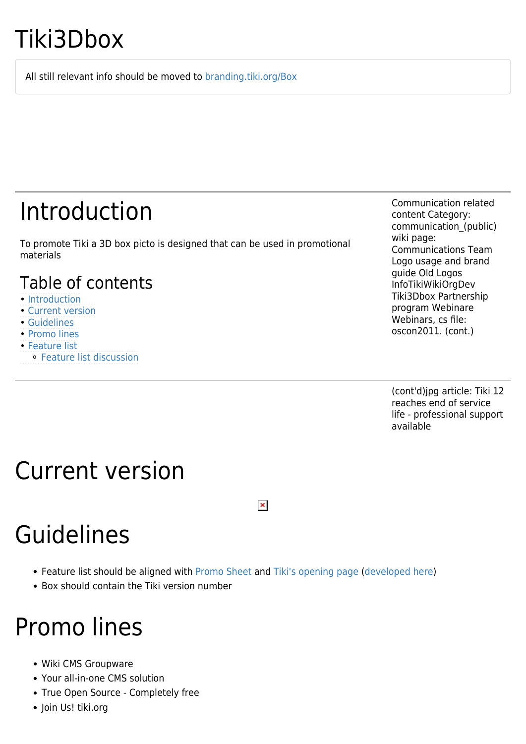# Tiki3Dbox

All still relevant info should be moved to branding.tiki.org/Box

# Introduction

To promote Tiki a 3D box picto is designed that can be used in promotional materials

## Table of contents

- Introduction
- Current version
- Guidelines
- Promo lines
- Feature list
  - Feature list discussion

Communication related content Category: communication_(public) wiki page: Communications Team Logo usage and brand guide Old Logos InfoTikiWikiOrgDev Tiki3Dbox Partnership program Webinare Webinars, cs file: oscon2011. (cont.)

(cont'd)jpg article: Tiki 12 reaches end of service life - professional support available

# Current version

# Guidelines

- Feature list should be aligned with Promo Sheet and Tiki's opening page (developed here)
- Box should contain the Tiki version number

# Promo lines

- Wiki CMS Groupware
- Your all-in-one CMS solution
- True Open Source - Completely free
- Join Us! tiki.org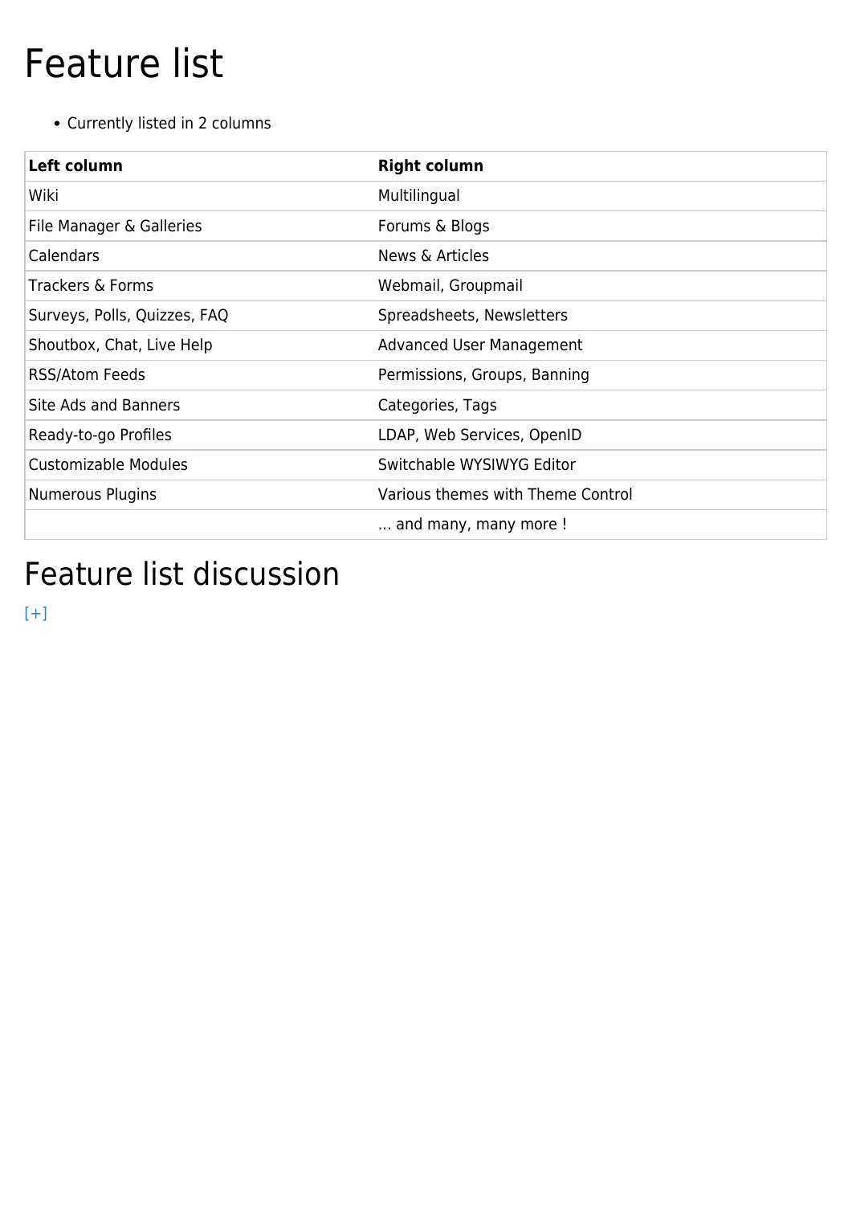# Feature list

- Currently listed in 2 columns

| Left column | Right column |
| --- | --- |
| Wiki | Multilingual |
| File Manager & Galleries | Forums & Blogs |
| Calendars | News & Articles |
| Trackers & Forms | Webmail, Groupmail |
| Surveys, Polls, Quizzes, FAQ | Spreadsheets, Newsletters |
| Shoutbox, Chat, Live Help | Advanced User Management |
| RSS/Atom Feeds | Permissions, Groups, Banning |
| Site Ads and Banners | Categories, Tags |
| Ready-to-go Profiles | LDAP, Web Services, OpenID |
| Customizable Modules | Switchable WYSIWYG Editor |
| Numerous Plugins | Various themes with Theme Control |
| | ... and many, many more ! |

# Feature list discussion

[+]